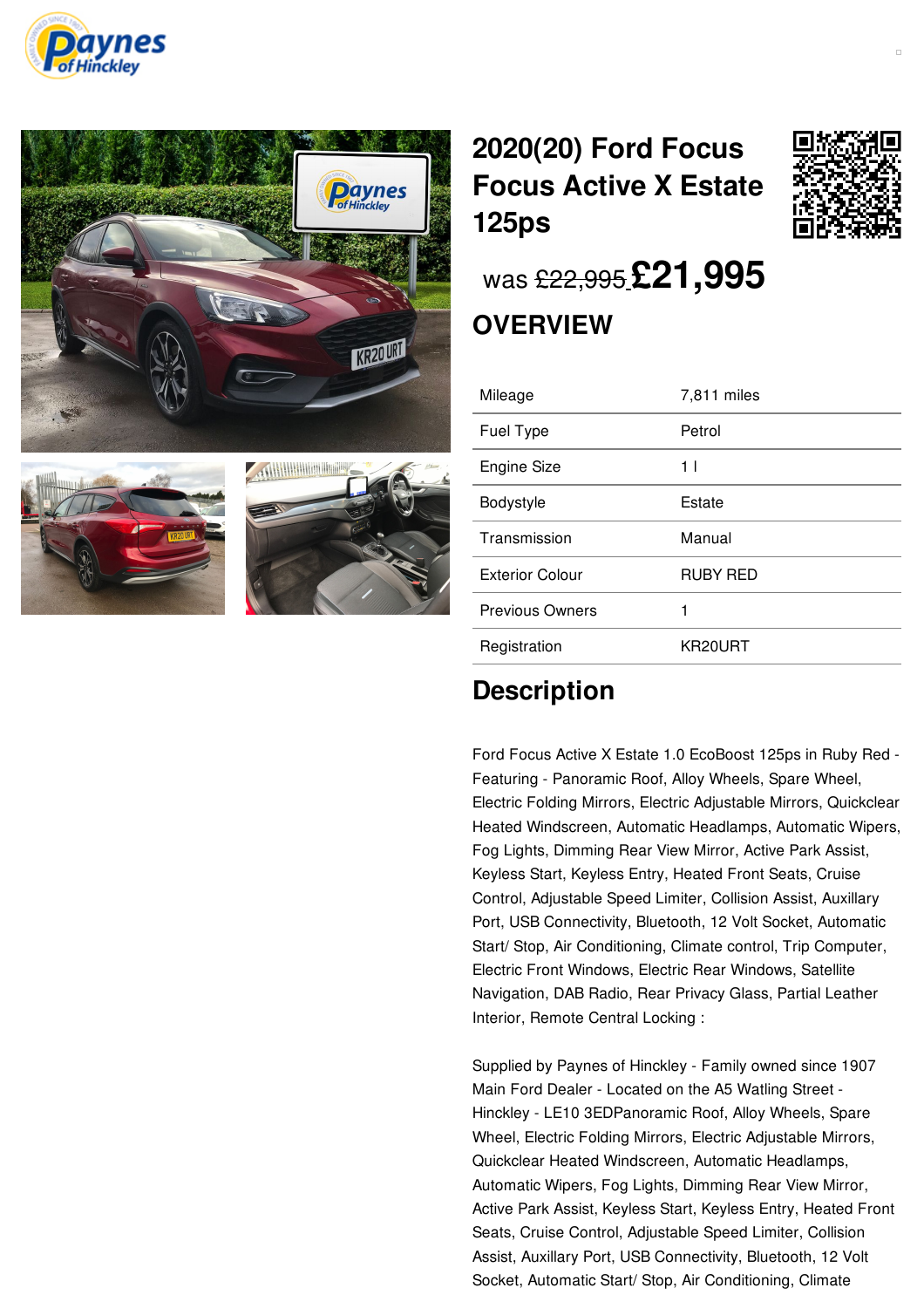# 2020(20) Ford Focus Focus Active X Estate 125ps

was ~~£22,995~~ **£21,995**

## OVERVIEW

| | |
|---|---|
| Mileage | 7,811 miles |
| Fuel Type | Petrol |
| Engine Size | 1 l |
| Bodystyle | Estate |
| Transmission | Manual |
| Exterior Colour | RUBY RED |
| Previous Owners | 1 |
| Registration | KR20URT |

## Description

Ford Focus Active X Estate 1.0 EcoBoost 125ps in Ruby Red - Featuring - Panoramic Roof, Alloy Wheels, Spare Wheel, Electric Folding Mirrors, Electric Adjustable Mirrors, Quickclear Heated Windscreen, Automatic Headlamps, Automatic Wipers, Fog Lights, Dimming Rear View Mirror, Active Park Assist, Keyless Start, Keyless Entry, Heated Front Seats, Cruise Control, Adjustable Speed Limiter, Collision Assist, Auxillary Port, USB Connectivity, Bluetooth, 12 Volt Socket, Automatic Start/ Stop, Air Conditioning, Climate control, Trip Computer, Electric Front Windows, Electric Rear Windows, Satellite Navigation, DAB Radio, Rear Privacy Glass, Partial Leather Interior, Remote Central Locking :

Supplied by Paynes of Hinckley - Family owned since 1907 Main Ford Dealer - Located on the A5 Watling Street - Hinckley - LE10 3EDPanoramic Roof, Alloy Wheels, Spare Wheel, Electric Folding Mirrors, Electric Adjustable Mirrors, Quickclear Heated Windscreen, Automatic Headlamps, Automatic Wipers, Fog Lights, Dimming Rear View Mirror, Active Park Assist, Keyless Start, Keyless Entry, Heated Front Seats, Cruise Control, Adjustable Speed Limiter, Collision Assist, Auxillary Port, USB Connectivity, Bluetooth, 12 Volt Socket, Automatic Start/ Stop, Air Conditioning, Climate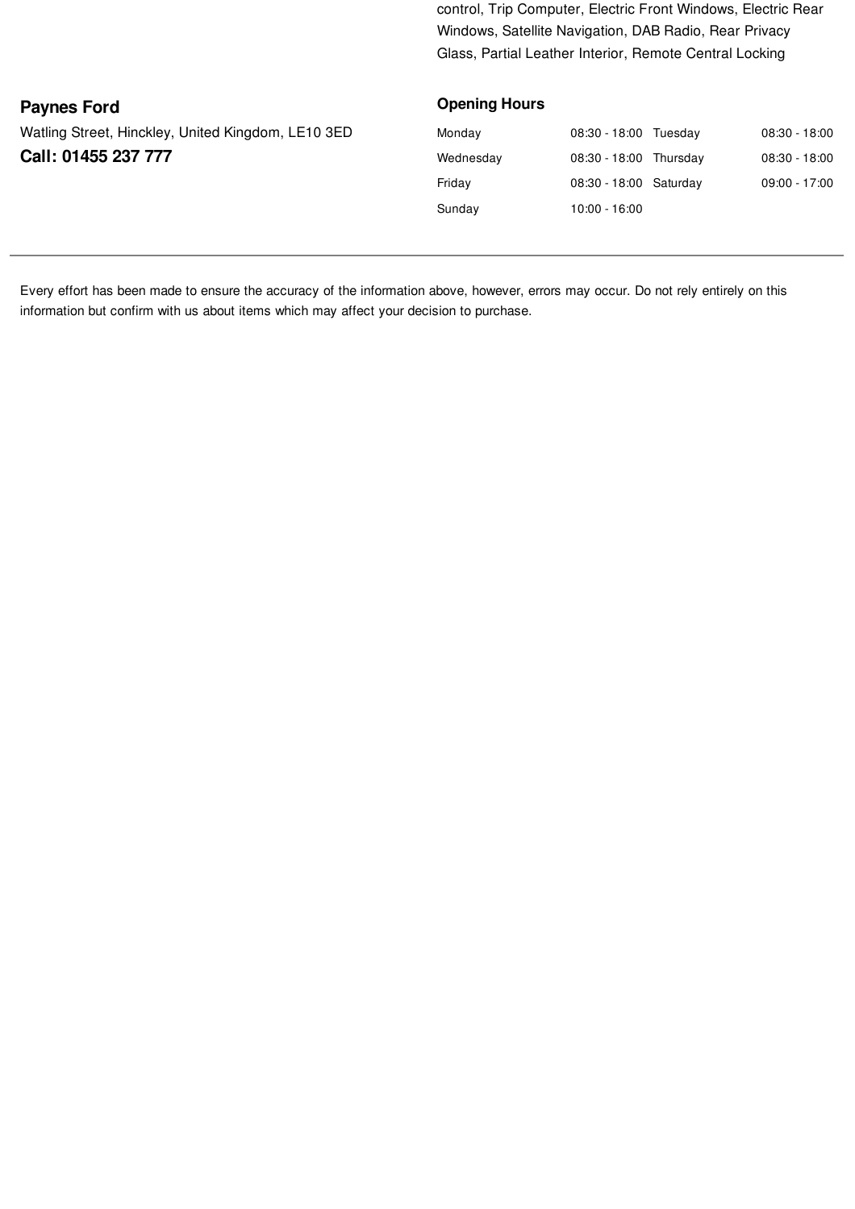control, Trip Computer, Electric Front Windows, Electric Rear Windows, Satellite Navigation, DAB Radio, Rear Privacy Glass, Partial Leather Interior, Remote Central Locking

## Paynes Ford

Watling Street, Hinckley, United Kingdom, LE10 3ED

**Call: 01455 237 777**

### Opening Hours

| | | | |
|---|---|---|---|
| Monday | 08:30 - 18:00 | Tuesday | 08:30 - 18:00 |
| Wednesday | 08:30 - 18:00 | Thursday | 08:30 - 18:00 |
| Friday | 08:30 - 18:00 | Saturday | 09:00 - 17:00 |
| Sunday | 10:00 - 16:00 | | |

---

Every effort has been made to ensure the accuracy of the information above, however, errors may occur. Do not rely entirely on this information but confirm with us about items which may affect your decision to purchase.